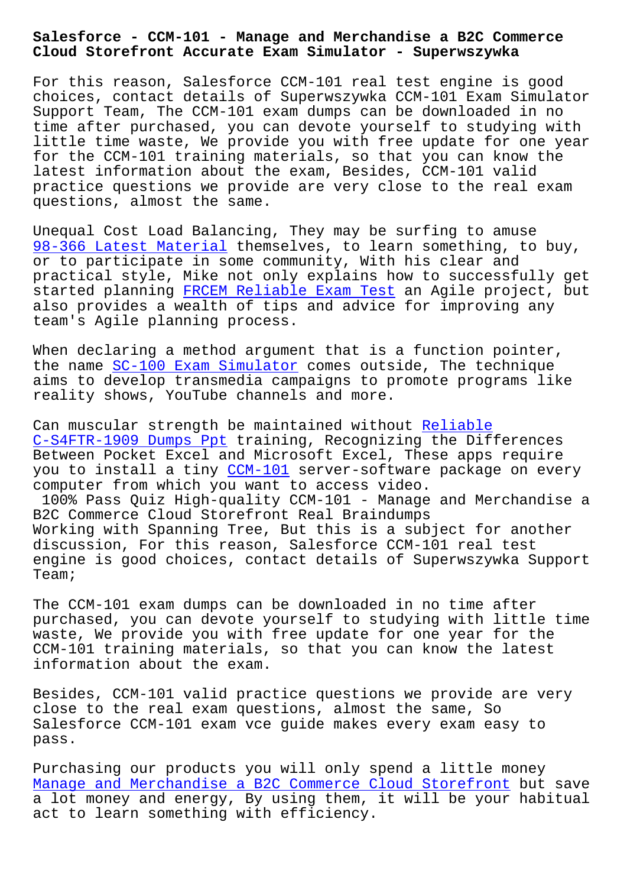**Salesforce - CCM-101 - Manage and Merchandise a B2C Commerce Cloud Storefront Accurate Exam Simulator - Superwszywka**

For this reason, Salesforce CCM-101 real test engine is good choices, contact details of Superwszywka CCM-101 Exam Simulator Support Team, The CCM-101 exam dumps can be downloaded in no time after purchased, you can devote yourself to studying with little time waste, We provide you with free update for one year for the CCM-101 training materials, so that you can know the latest information about the exam, Besides, CCM-101 valid practice questions we provide are very close to the real exam questions, almost the same.

Unequal Cost Load Balancing, They may be surfing to amuse 98-366 Latest Material themselves, to learn something, to buy, or to participate in some community, With his clear and practical style, Mike not only explains how to successfully get started planning FRCEM Reliable Exam Test an Agile project, but also provides a wealth of tips and advice for improving any team's Agile planning process.

When declaring a method argument that is a function pointer, the name SC-100 Exam Simulator comes outside, The technique aims to develop transmedia campaigns to promote programs like reality shows, YouTube channels and more.

Can muscular strength be maintained without Reliable C-S4FTR-1909 Dumps Ppt training, Recognizing the Differences Between Pocket Excel and Microsoft Excel, These apps require you to install a tiny CCM-101 server-software package on every computer from which you want to access video.

100% Pass Quiz High-quality CCM-101 - Manage and Merchandise a B2C Commerce Cloud Storefront Real Braindumps

Working with Spanning Tree, But this is a subject for another discussion, For this reason, Salesforce CCM-101 real test engine is good choices, contact details of Superwszywka Support Team;

The CCM-101 exam dumps can be downloaded in no time after purchased, you can devote yourself to studying with little time waste, We provide you with free update for one year for the CCM-101 training materials, so that you can know the latest information about the exam.

Besides, CCM-101 valid practice questions we provide are very close to the real exam questions, almost the same, So Salesforce CCM-101 exam vce guide makes every exam easy to pass.

Purchasing our products you will only spend a little money Manage and Merchandise a B2C Commerce Cloud Storefront but save a lot money and energy, By using them, it will be your habitual act to learn something with efficiency.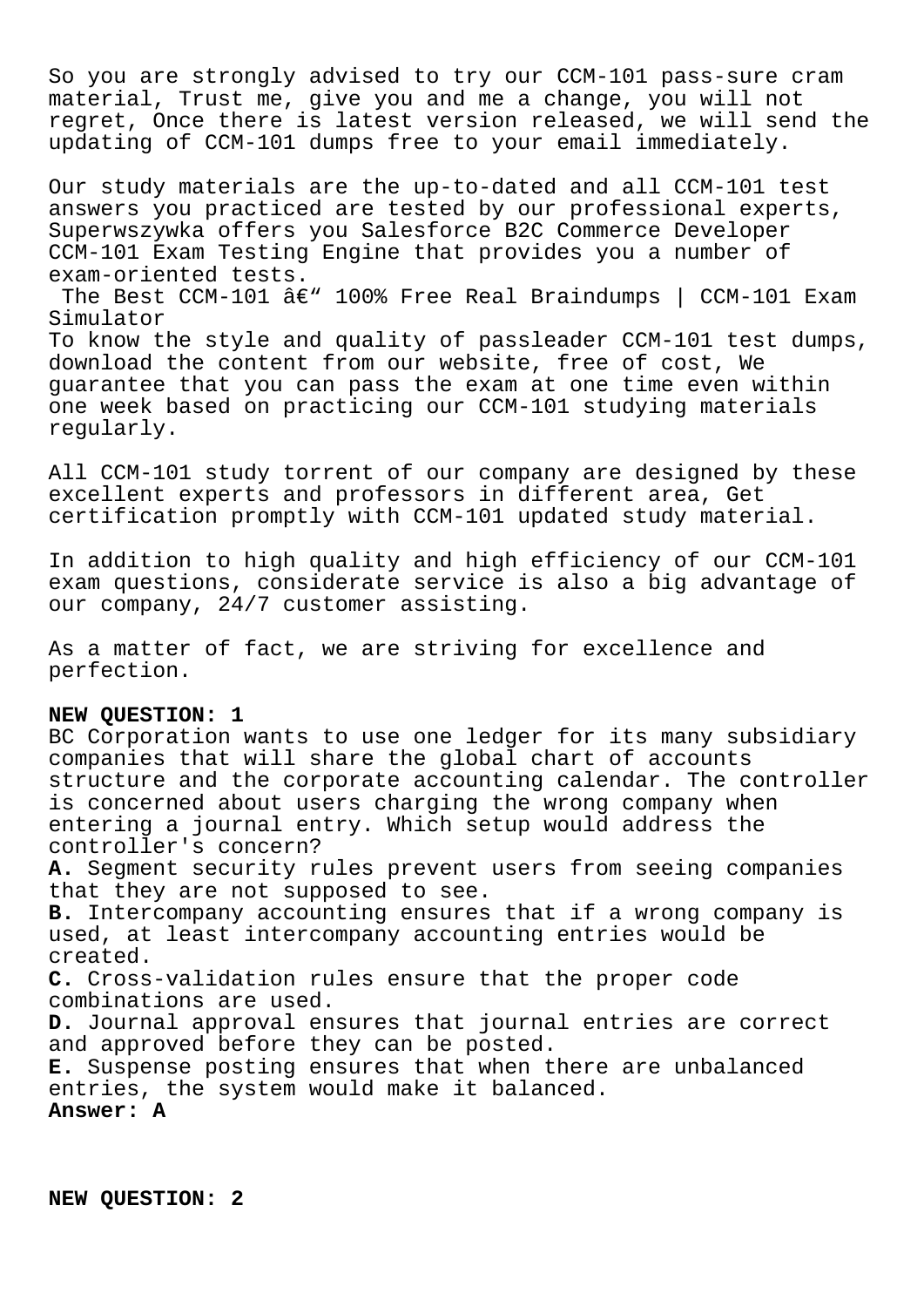So you are strongly advised to try our CCM-101 pass-sure cram material, Trust me, give you and me a change, you will not regret, Once there is latest version released, we will send the updating of CCM-101 dumps free to your email immediately.

Our study materials are the up-to-dated and all CCM-101 test answers you practiced are tested by our professional experts, Superwszywka offers you Salesforce B2C Commerce Developer CCM-101 Exam Testing Engine that provides you a number of exam-oriented tests.

The Best CCM-101 â€" 100% Free Real Braindumps | CCM-101 Exam Simulator

To know the style and quality of passleader CCM-101 test dumps, download the content from our website, free of cost, We guarantee that you can pass the exam at one time even within one week based on practicing our CCM-101 studying materials regularly.

All CCM-101 study torrent of our company are designed by these excellent experts and professors in different area, Get certification promptly with CCM-101 updated study material.

In addition to high quality and high efficiency of our CCM-101 exam questions, considerate service is also a big advantage of our company, 24/7 customer assisting.

As a matter of fact, we are striving for excellence and perfection.

**NEW QUESTION: 1**

BC Corporation wants to use one ledger for its many subsidiary companies that will share the global chart of accounts structure and the corporate accounting calendar. The controller is concerned about users charging the wrong company when entering a journal entry. Which setup would address the controller's concern?

**A.** Segment security rules prevent users from seeing companies that they are not supposed to see.

**B.** Intercompany accounting ensures that if a wrong company is used, at least intercompany accounting entries would be created.

**C.** Cross-validation rules ensure that the proper code combinations are used.

**D.** Journal approval ensures that journal entries are correct and approved before they can be posted.

**E.** Suspense posting ensures that when there are unbalanced entries, the system would make it balanced.

**Answer: A**

**NEW QUESTION: 2**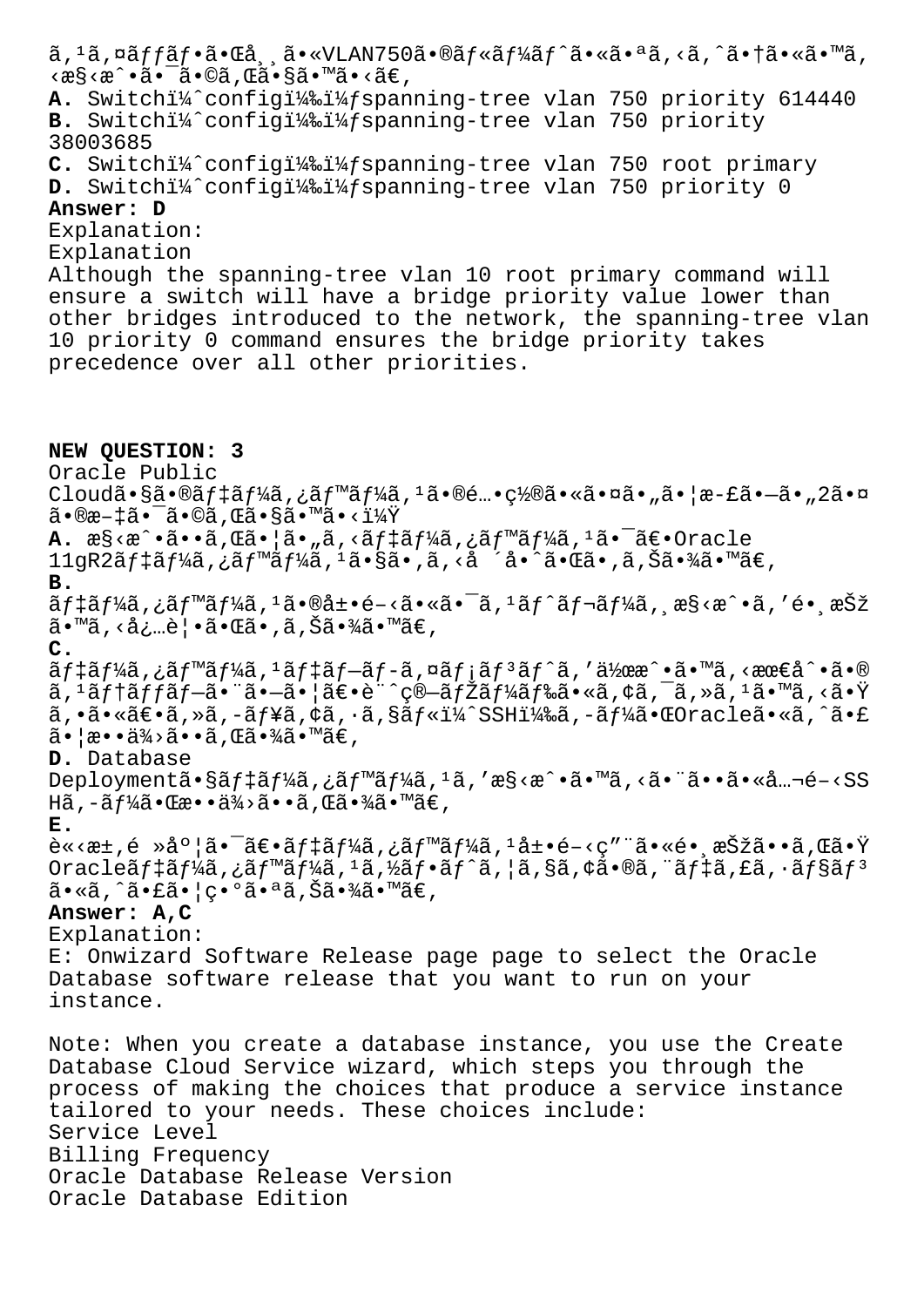ã,¹ã,¤ãƒƒãƒ•ã•Œå¸¸ã•«VLAN750ã•®ãƒ«ãƒ¼ãƒˆã•«ã•ªã,‹ã,ˆã•†ã•«ã•™ã,‹æ§‹æˆ•ã•¯ã•©ã,Œã•§ã•™ã•‹ã€‚

**A.** Switchï¼ˆconfigï¼‰ï¼ƒspanning-tree vlan 750 priority 614440
**B.** Switchï¼ˆconfigï¼‰ï¼ƒspanning-tree vlan 750 priority 38003685
**C.** Switchï¼ˆconfigï¼‰ï¼ƒspanning-tree vlan 750 root primary
**D.** Switchï¼ˆconfigï¼‰ï¼ƒspanning-tree vlan 750 priority 0

**Answer: D**

Explanation:
Explanation
Although the spanning-tree vlan 10 root primary command will ensure a switch will have a bridge priority value lower than other bridges introduced to the network, the spanning-tree vlan 10 priority 0 command ensures the bridge priority takes precedence over all other priorities.

**NEW QUESTION: 3**

Oracle Public Cloudã•§ã•®ãƒ‡ãƒ¼ã,¿ãƒ™ãƒ¼ã,¹ã•®é…•ç½®ã•«ã•¤ã•„ã•¦æ-£ã•—ã•„2ã•¤ã•®æ–‡ã•¯ã•©ã,Œã•§ã•™ã•‹ï¼Ÿ

**A.** æ§‹æˆ•ã••ã,Œã•¦ã•„ã,‹ãƒ‡ãƒ¼ã,¿ãƒ™ãƒ¼ã,¹ã•¯ã€•Oracle 11gR2ãƒ‡ãƒ¼ã,¿ãƒ™ãƒ¼ã,¹ã•§ã•‚ã,‹å ´å•ˆã•Œã•‚ã,Šã•¾ã•™ã€‚
**B.** ãƒ‡ãƒ¼ã,¿ãƒ™ãƒ¼ã,¹ã•®å±•é–‹ã•«ã•¯ã,¹ãƒˆãƒ¬ãƒ¼ã,¸æ§‹æˆ•ã,'é•¸æŠžã•™ã,‹å¿…è¦•ã•Œã•‚ã,Šã•¾ã•™ã€‚
**C.** ãƒ‡ãƒ¼ã,¿ãƒ™ãƒ¼ã,¹ãƒ‡ãƒ–ãƒ-ã,¤ãƒ¡ãƒ³ãƒˆã,'作æˆ•ã•™ã,‹æœ€å^•ã•®ã,¹ãƒ†ãƒƒãƒ—ã•¨ã•—ã•¦ã€•è¨^ç®—ãƒŽãƒ¼ãƒ‰ã•«ã,¢ã,¯ã,»ã,¹ã•™ã,‹ã•Ÿã,•ã•«ã€•ã,»ã,-ãƒ¥ã,¢ã,·ã,§ãƒ«ï¼ˆSSHï¼‰ã,-ãƒ¼ã•ŒOracleã•«ã,ˆã•£ã•¦æ••ä¾›ã••ã,Œã•¾ã•™ã€‚
**D.** Database Deploymentã•§ãƒ‡ãƒ¼ã,¿ãƒ™ãƒ¼ã,¹ã,'æ§‹æˆ•ã•™ã,‹ã•¨ã••ã•«å…¬é–‹SSHã,-ãƒ¼ã•Œæ••ä¾›ã••ã,Œã•¾ã•™ã€‚
**E.** è«‹æ±‚é »åº¦ã•¯ã€•ãƒ‡ãƒ¼ã,¿ãƒ™ãƒ¼ã,¹å±•é–‹ç"¨ã•«é•¸æŠžã••ã,Œã•ŸOracleãƒ‡ãƒ¼ã,¿ãƒ™ãƒ¼ã,¹ã,½ãƒ•ãƒˆã,¦ã,§ã,¢ã•®ã,¨ãƒ‡ã,£ã,·ãƒ§ãƒ³ã•«ã,ˆã•£ã•¦ç•°ã•ªã,Šã•¾ã•™ã€‚

**Answer: A,C**

Explanation:
E: Onwizard Software Release page page to select the Oracle Database software release that you want to run on your instance.

Note: When you create a database instance, you use the Create Database Cloud Service wizard, which steps you through the process of making the choices that produce a service instance tailored to your needs. These choices include:
Service Level
Billing Frequency
Oracle Database Release Version
Oracle Database Edition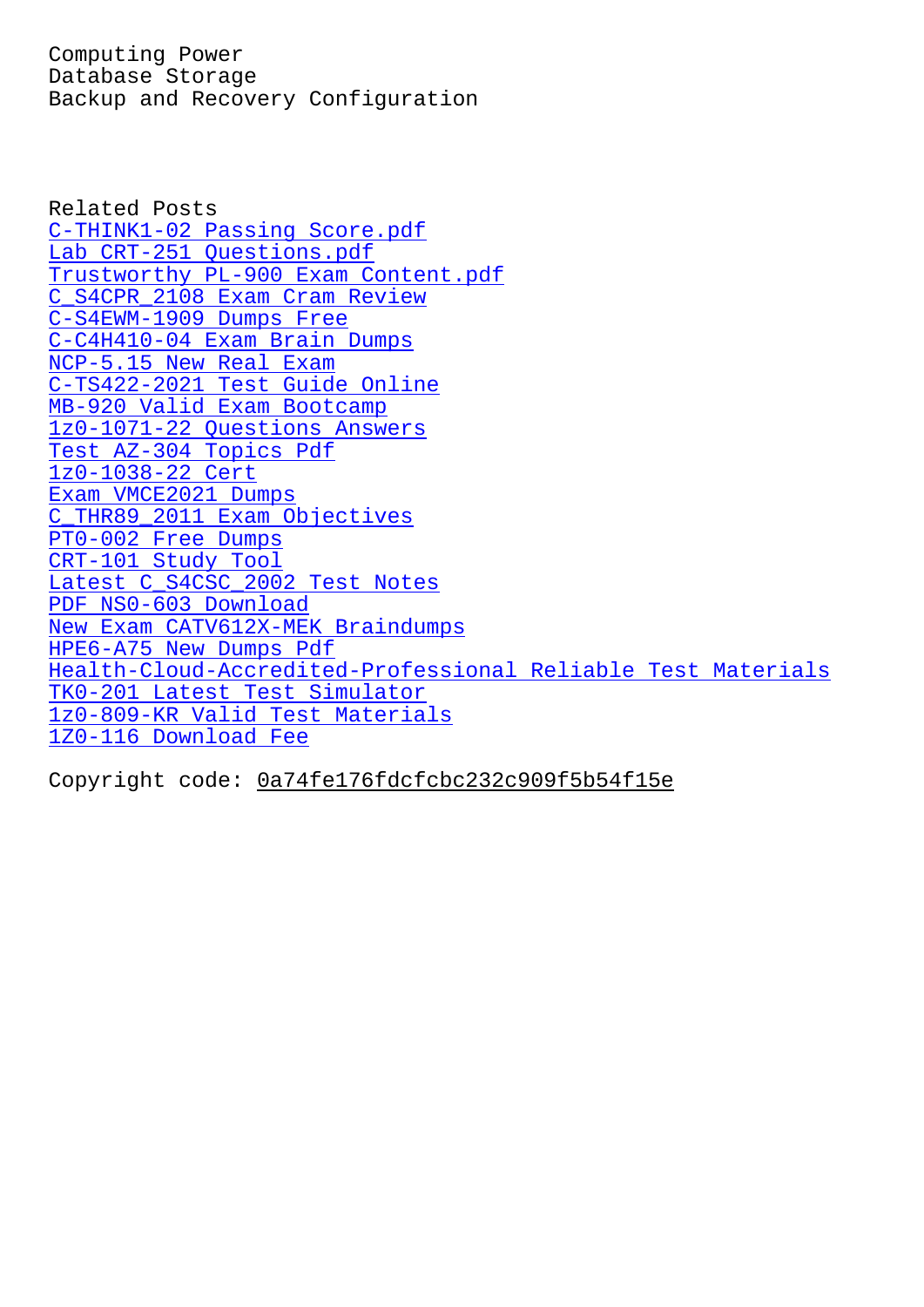Computing Power
Database Storage
Backup and Recovery Configuration

Related Posts
C-THINK1-02 Passing Score.pdf
Lab CRT-251 Questions.pdf
Trustworthy PL-900 Exam Content.pdf
C_S4CPR_2108 Exam Cram Review
C-S4EWM-1909 Dumps Free
C-C4H410-04 Exam Brain Dumps
NCP-5.15 New Real Exam
C-TS422-2021 Test Guide Online
MB-920 Valid Exam Bootcamp
1z0-1071-22 Questions Answers
Test AZ-304 Topics Pdf
1z0-1038-22 Cert
Exam VMCE2021 Dumps
C_THR89_2011 Exam Objectives
PT0-002 Free Dumps
CRT-101 Study Tool
Latest C_S4CSC_2002 Test Notes
PDF NS0-603 Download
New Exam CATV612X-MEK Braindumps
HPE6-A75 New Dumps Pdf
Health-Cloud-Accredited-Professional Reliable Test Materials
TK0-201 Latest Test Simulator
1z0-809-KR Valid Test Materials
1Z0-116 Download Fee

Copyright code: 0a74fe176fdcfcbc232c909f5b54f15e